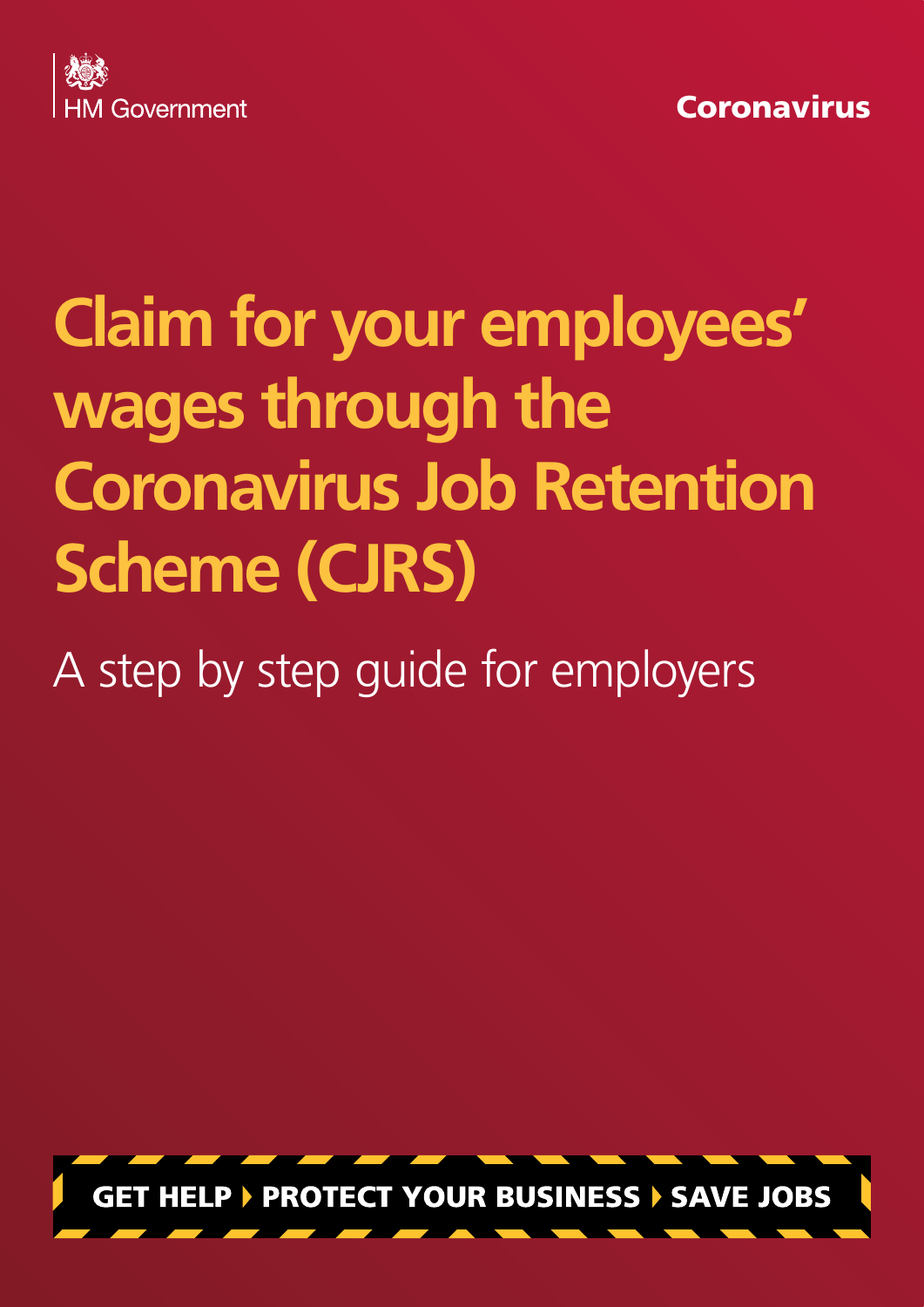HM Government

Coronavirus

# Claim for your employees' wages through the Coronavirus Job Retention Scheme (CJRS)

A step by step guide for employers

**GET HELP ▸ PROTECT YOUR BUSINESS ▸ SAVE JOBS**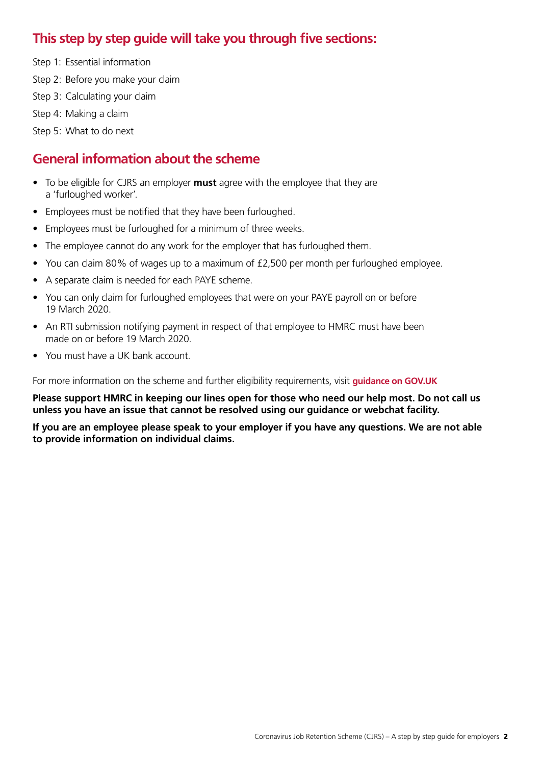## This step by step guide will take you through five sections:

Step 1: Essential information

Step 2: Before you make your claim

Step 3: Calculating your claim

Step 4: Making a claim

Step 5: What to do next

## General information about the scheme

- To be eligible for CJRS an employer **must** agree with the employee that they are a 'furloughed worker'.
- Employees must be notified that they have been furloughed.
- Employees must be furloughed for a minimum of three weeks.
- The employee cannot do any work for the employer that has furloughed them.
- You can claim 80% of wages up to a maximum of £2,500 per month per furloughed employee.
- A separate claim is needed for each PAYE scheme.
- You can only claim for furloughed employees that were on your PAYE payroll on or before 19 March 2020.
- An RTI submission notifying payment in respect of that employee to HMRC must have been made on or before 19 March 2020.
- You must have a UK bank account.

For more information on the scheme and further eligibility requirements, visit **guidance on GOV.UK**

**Please support HMRC in keeping our lines open for those who need our help most. Do not call us unless you have an issue that cannot be resolved using our guidance or webchat facility.**

**If you are an employee please speak to your employer if you have any questions. We are not able to provide information on individual claims.**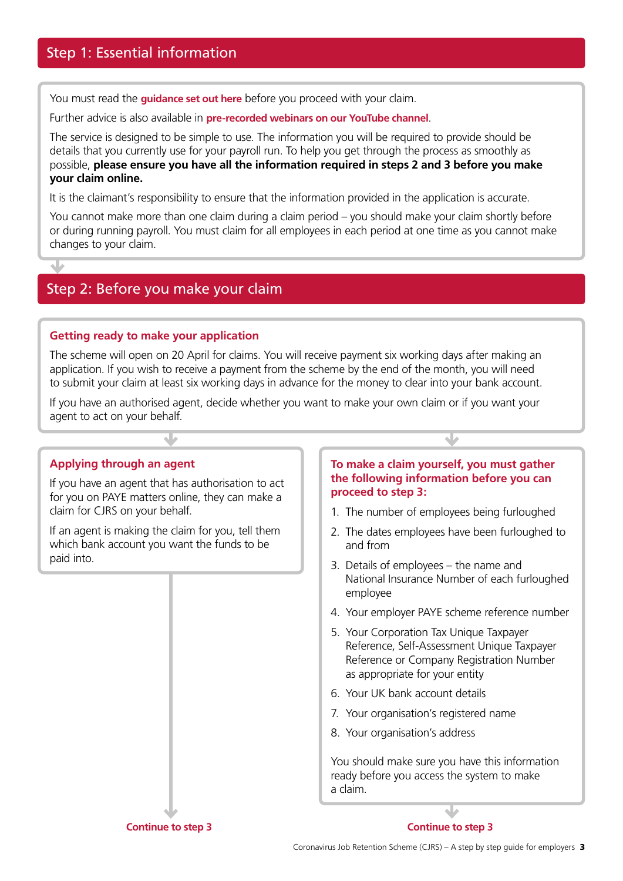## Step 1: Essential information

You must read the **guidance set out here** before you proceed with your claim.

Further advice is also available in **pre-recorded webinars on our YouTube channel**.

The service is designed to be simple to use. The information you will be required to provide should be details that you currently use for your payroll run. To help you get through the process as smoothly as possible, **please ensure you have all the information required in steps 2 and 3 before you make your claim online.**

It is the claimant's responsibility to ensure that the information provided in the application is accurate.

You cannot make more than one claim during a claim period – you should make your claim shortly before or during running payroll. You must claim for all employees in each period at one time as you cannot make changes to your claim.

## Step 2: Before you make your claim

### Getting ready to make your application

The scheme will open on 20 April for claims. You will receive payment six working days after making an application. If you wish to receive a payment from the scheme by the end of the month, you will need to submit your claim at least six working days in advance for the money to clear into your bank account.

If you have an authorised agent, decide whether you want to make your own claim or if you want your agent to act on your behalf.

### Applying through an agent

If you have an agent that has authorisation to act for you on PAYE matters online, they can make a claim for CJRS on your behalf.

If an agent is making the claim for you, tell them which bank account you want the funds to be paid into.

**Continue to step 3**

### To make a claim yourself, you must gather the following information before you can proceed to step 3:

1. The number of employees being furloughed
2. The dates employees have been furloughed to and from
3. Details of employees – the name and National Insurance Number of each furloughed employee
4. Your employer PAYE scheme reference number
5. Your Corporation Tax Unique Taxpayer Reference, Self-Assessment Unique Taxpayer Reference or Company Registration Number as appropriate for your entity
6. Your UK bank account details
7. Your organisation's registered name
8. Your organisation's address

You should make sure you have this information ready before you access the system to make a claim.

**Continue to step 3**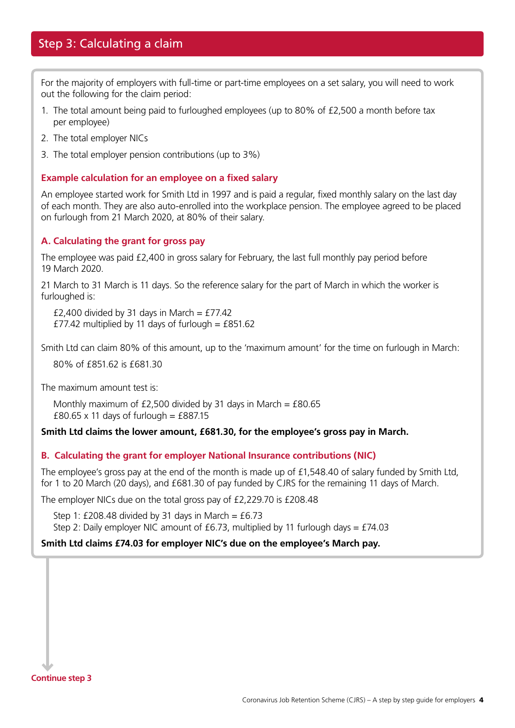## Step 3: Calculating a claim

For the majority of employers with full-time or part-time employees on a set salary, you will need to work out the following for the claim period:

1. The total amount being paid to furloughed employees (up to 80% of £2,500 a month before tax per employee)
2. The total employer NICs
3. The total employer pension contributions (up to 3%)

### Example calculation for an employee on a fixed salary

An employee started work for Smith Ltd in 1997 and is paid a regular, fixed monthly salary on the last day of each month. They are also auto-enrolled into the workplace pension. The employee agreed to be placed on furlough from 21 March 2020, at 80% of their salary.

### A. Calculating the grant for gross pay

The employee was paid £2,400 in gross salary for February, the last full monthly pay period before 19 March 2020.

21 March to 31 March is 11 days. So the reference salary for the part of March in which the worker is furloughed is:

£2,400 divided by 31 days in March = £77.42
£77.42 multiplied by 11 days of furlough = £851.62

Smith Ltd can claim 80% of this amount, up to the 'maximum amount' for the time on furlough in March:

80% of £851.62 is £681.30

The maximum amount test is:

Monthly maximum of £2,500 divided by 31 days in March = £80.65
£80.65 x 11 days of furlough = £887.15

**Smith Ltd claims the lower amount, £681.30, for the employee's gross pay in March.**

### B. Calculating the grant for employer National Insurance contributions (NIC)

The employee's gross pay at the end of the month is made up of £1,548.40 of salary funded by Smith Ltd, for 1 to 20 March (20 days), and £681.30 of pay funded by CJRS for the remaining 11 days of March.

The employer NICs due on the total gross pay of £2,229.70 is £208.48

Step 1: £208.48 divided by 31 days in March = £6.73
Step 2: Daily employer NIC amount of £6.73, multiplied by 11 furlough days = £74.03

**Smith Ltd claims £74.03 for employer NIC's due on the employee's March pay.**

**Continue step 3**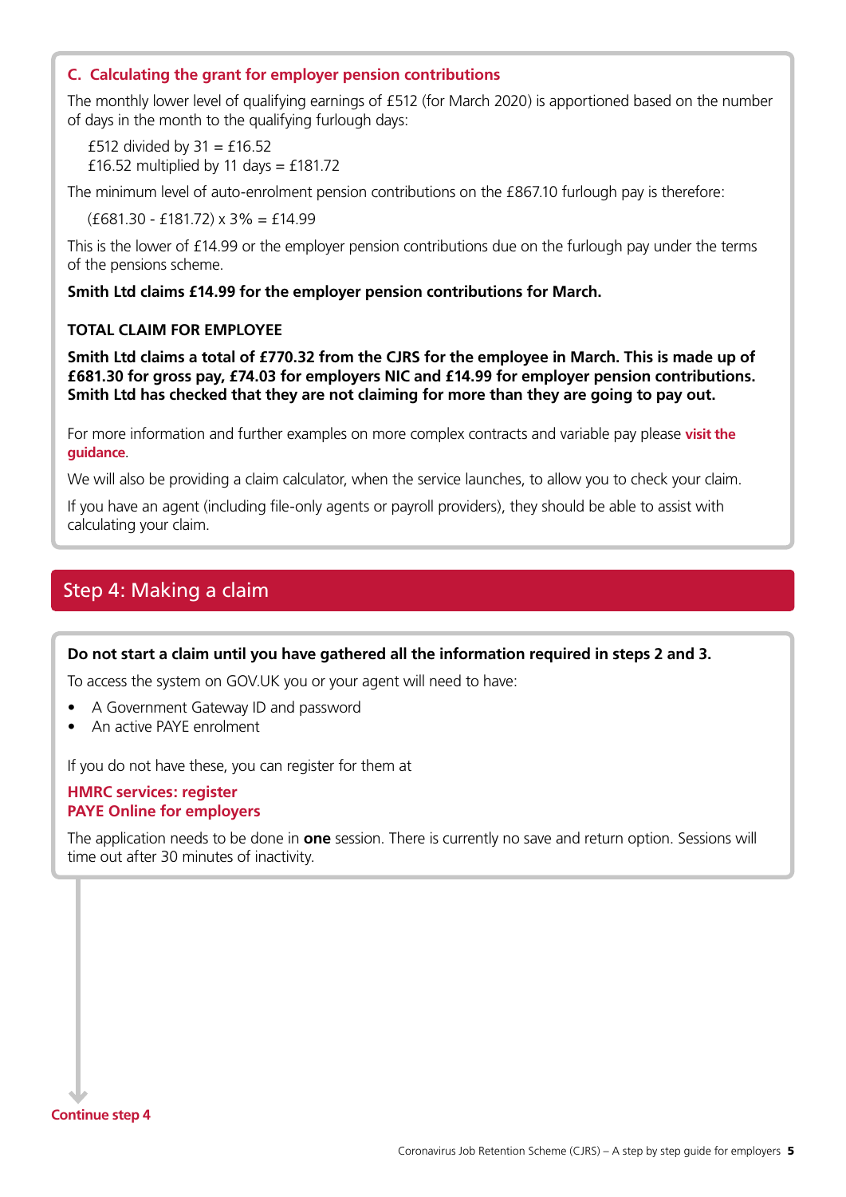### C. Calculating the grant for employer pension contributions

The monthly lower level of qualifying earnings of £512 (for March 2020) is apportioned based on the number of days in the month to the qualifying furlough days:

£512 divided by 31 = £16.52
£16.52 multiplied by 11 days = £181.72

The minimum level of auto-enrolment pension contributions on the £867.10 furlough pay is therefore:

(£681.30 - £181.72) x 3% = £14.99

This is the lower of £14.99 or the employer pension contributions due on the furlough pay under the terms of the pensions scheme.

**Smith Ltd claims £14.99 for the employer pension contributions for March.**

**TOTAL CLAIM FOR EMPLOYEE**

**Smith Ltd claims a total of £770.32 from the CJRS for the employee in March. This is made up of £681.30 for gross pay, £74.03 for employers NIC and £14.99 for employer pension contributions. Smith Ltd has checked that they are not claiming for more than they are going to pay out.**

For more information and further examples on more complex contracts and variable pay please **visit the guidance**.

We will also be providing a claim calculator, when the service launches, to allow you to check your claim.

If you have an agent (including file-only agents or payroll providers), they should be able to assist with calculating your claim.

## Step 4: Making a claim

**Do not start a claim until you have gathered all the information required in steps 2 and 3.**

To access the system on GOV.UK you or your agent will need to have:

- A Government Gateway ID and password
- An active PAYE enrolment

If you do not have these, you can register for them at

**HMRC services: register**
**PAYE Online for employers**

The application needs to be done in **one** session. There is currently no save and return option. Sessions will time out after 30 minutes of inactivity.

**Continue step 4**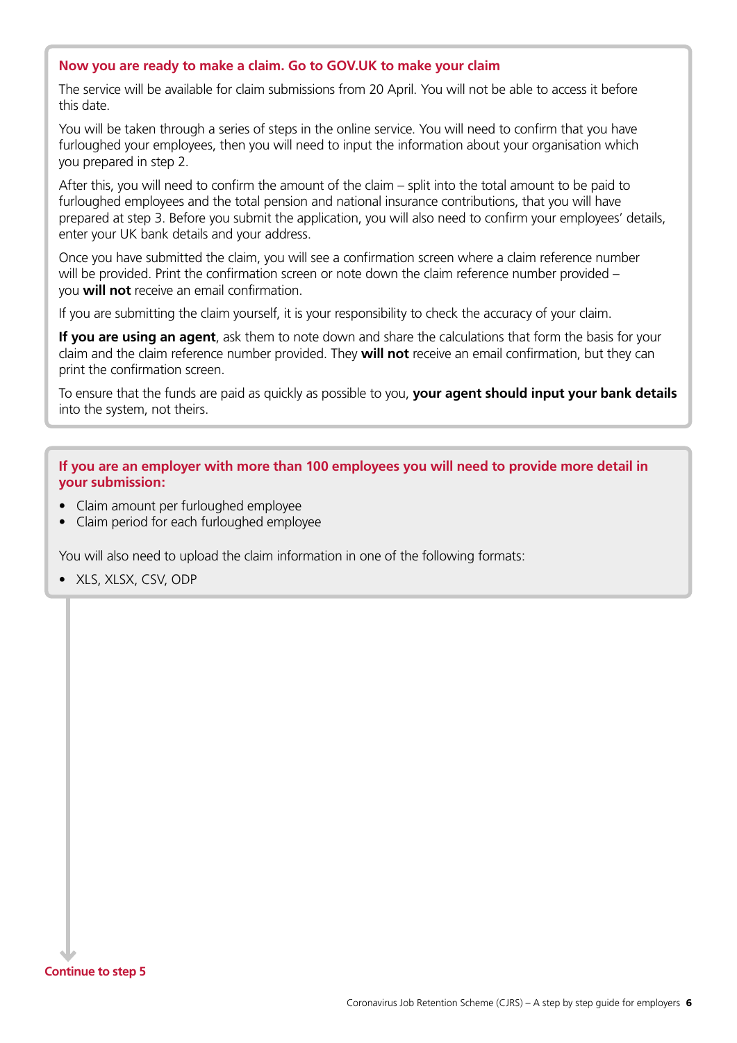## Now you are ready to make a claim. Go to GOV.UK to make your claim

The service will be available for claim submissions from 20 April. You will not be able to access it before this date.

You will be taken through a series of steps in the online service. You will need to confirm that you have furloughed your employees, then you will need to input the information about your organisation which you prepared in step 2.

After this, you will need to confirm the amount of the claim – split into the total amount to be paid to furloughed employees and the total pension and national insurance contributions, that you will have prepared at step 3. Before you submit the application, you will also need to confirm your employees' details, enter your UK bank details and your address.

Once you have submitted the claim, you will see a confirmation screen where a claim reference number will be provided. Print the confirmation screen or note down the claim reference number provided – you **will not** receive an email confirmation.

If you are submitting the claim yourself, it is your responsibility to check the accuracy of your claim.

**If you are using an agent**, ask them to note down and share the calculations that form the basis for your claim and the claim reference number provided. They **will not** receive an email confirmation, but they can print the confirmation screen.

To ensure that the funds are paid as quickly as possible to you, **your agent should input your bank details** into the system, not theirs.

## If you are an employer with more than 100 employees you will need to provide more detail in your submission:

- Claim amount per furloughed employee
- Claim period for each furloughed employee

You will also need to upload the claim information in one of the following formats:

- XLS, XLSX, CSV, ODP

**Continue to step 5**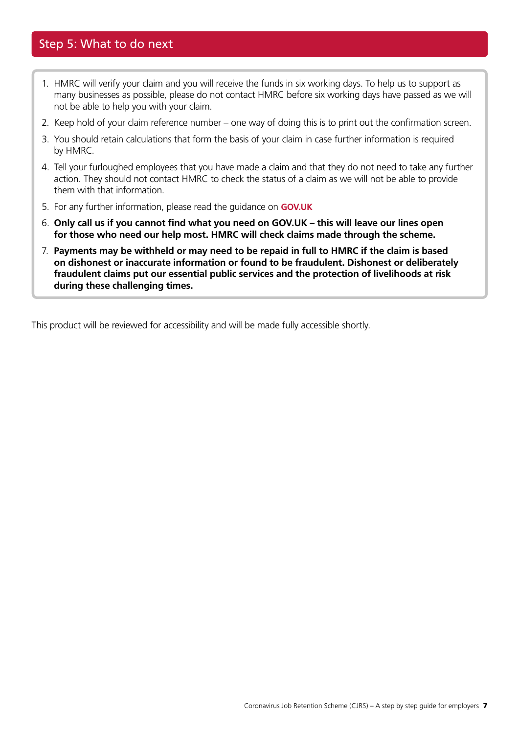## Step 5: What to do next

1. HMRC will verify your claim and you will receive the funds in six working days. To help us to support as many businesses as possible, please do not contact HMRC before six working days have passed as we will not be able to help you with your claim.
2. Keep hold of your claim reference number – one way of doing this is to print out the confirmation screen.
3. You should retain calculations that form the basis of your claim in case further information is required by HMRC.
4. Tell your furloughed employees that you have made a claim and that they do not need to take any further action. They should not contact HMRC to check the status of a claim as we will not be able to provide them with that information.
5. For any further information, please read the guidance on **GOV.UK**
6. **Only call us if you cannot find what you need on GOV.UK – this will leave our lines open for those who need our help most. HMRC will check claims made through the scheme.**
7. **Payments may be withheld or may need to be repaid in full to HMRC if the claim is based on dishonest or inaccurate information or found to be fraudulent. Dishonest or deliberately fraudulent claims put our essential public services and the protection of livelihoods at risk during these challenging times.**

This product will be reviewed for accessibility and will be made fully accessible shortly.